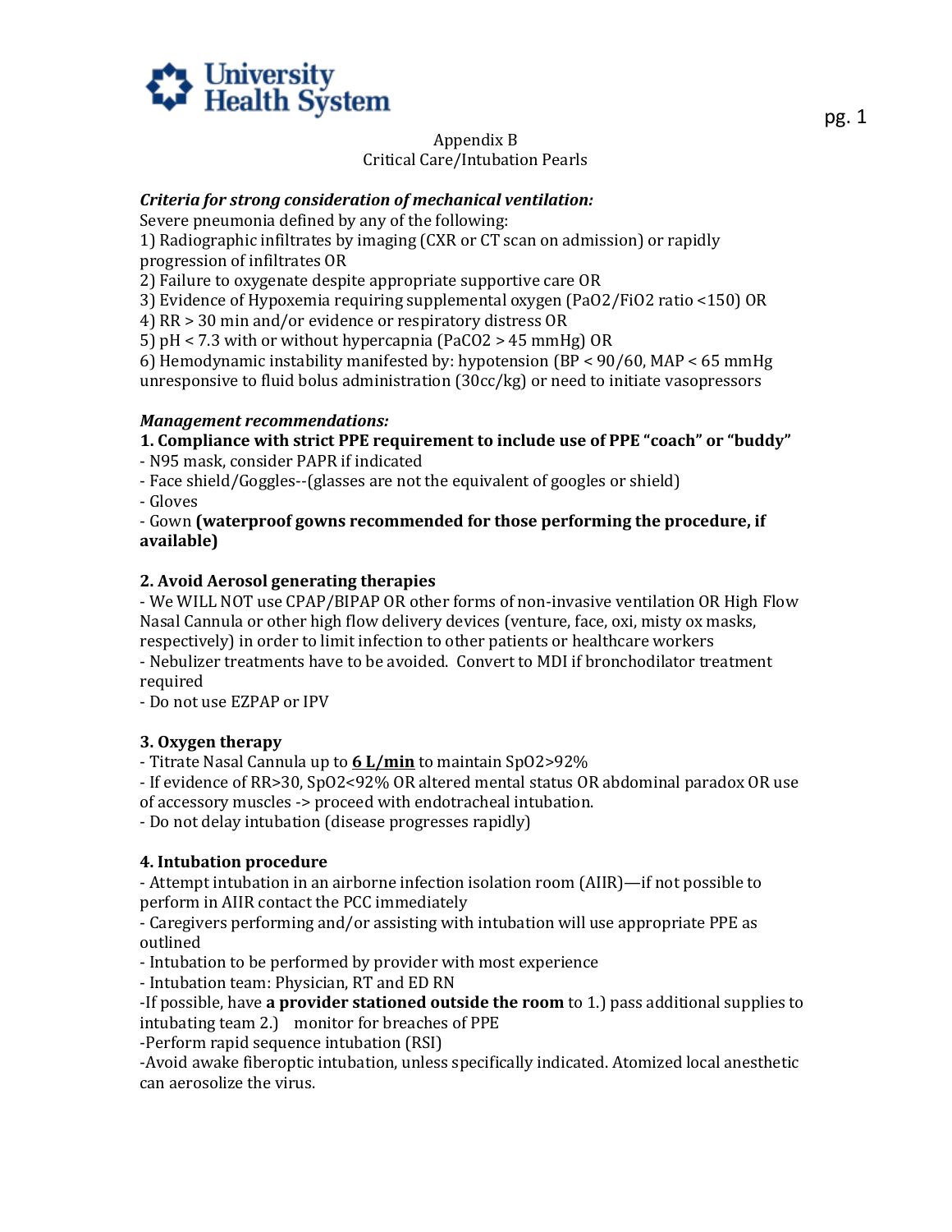University Health System

Appendix B
Critical Care/Intubation Pearls

***Criteria for strong consideration of mechanical ventilation:***

Severe pneumonia defined by any of the following:

1) Radiographic infiltrates by imaging (CXR or CT scan on admission) or rapidly progression of infiltrates OR
2) Failure to oxygenate despite appropriate supportive care OR
3) Evidence of Hypoxemia requiring supplemental oxygen (PaO2/FiO2 ratio <150) OR
4) RR > 30 min and/or evidence or respiratory distress OR
5) pH < 7.3 with or without hypercapnia (PaCO2 > 45 mmHg) OR
6) Hemodynamic instability manifested by: hypotension (BP < 90/60, MAP < 65 mmHg unresponsive to fluid bolus administration (30cc/kg) or need to initiate vasopressors

***Management recommendations:***

**1. Compliance with strict PPE requirement to include use of PPE "coach" or "buddy"**

- N95 mask, consider PAPR if indicated
- Face shield/Goggles--(glasses are not the equivalent of googles or shield)
- Gloves
- Gown **(waterproof gowns recommended for those performing the procedure, if available)**

**2. Avoid Aerosol generating therapies**

- We WILL NOT use CPAP/BIPAP OR other forms of non-invasive ventilation OR High Flow Nasal Cannula or other high flow delivery devices (venture, face, oxi, misty ox masks, respectively) in order to limit infection to other patients or healthcare workers
- Nebulizer treatments have to be avoided. Convert to MDI if bronchodilator treatment required
- Do not use EZPAP or IPV

**3. Oxygen therapy**

- Titrate Nasal Cannula up to <u>**6 L/min**</u> to maintain SpO2>92%
- If evidence of RR>30, SpO2<92% OR altered mental status OR abdominal paradox OR use of accessory muscles -> proceed with endotracheal intubation.
- Do not delay intubation (disease progresses rapidly)

**4. Intubation procedure**

- Attempt intubation in an airborne infection isolation room (AIIR)—if not possible to perform in AIIR contact the PCC immediately
- Caregivers performing and/or assisting with intubation will use appropriate PPE as outlined
- Intubation to be performed by provider with most experience
- Intubation team: Physician, RT and ED RN
- If possible, have **a provider stationed outside the room** to 1.) pass additional supplies to intubating team 2.) monitor for breaches of PPE
- Perform rapid sequence intubation (RSI)
- Avoid awake fiberoptic intubation, unless specifically indicated. Atomized local anesthetic can aerosolize the virus.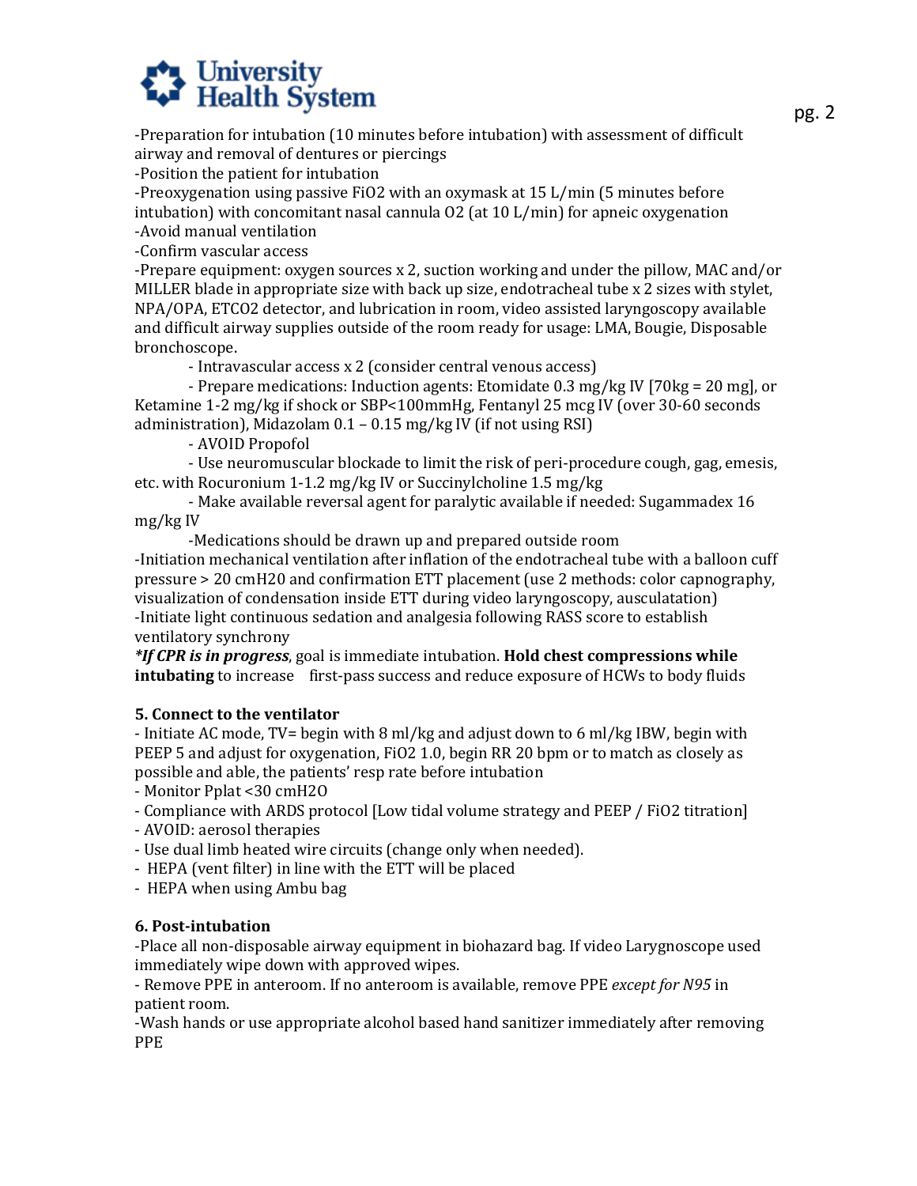-Preparation for intubation (10 minutes before intubation) with assessment of difficult airway and removal of dentures or piercings
-Position the patient for intubation
-Preoxygenation using passive $FiO_2$ with an oxymask at 15 L/min (5 minutes before intubation) with concomitant nasal cannula $O_2$ (at 10 L/min) for apneic oxygenation
-Avoid manual ventilation
-Confirm vascular access
-Prepare equipment: oxygen sources x 2, suction working and under the pillow, MAC and/or MILLER blade in appropriate size with back up size, endotracheal tube x 2 sizes with stylet, NPA/OPA, ETCO2 detector, and lubrication in room, video assisted laryngoscopy available and difficult airway supplies outside of the room ready for usage: LMA, Bougie, Disposable bronchoscope.

- Intravascular access x 2 (consider central venous access)
- Prepare medications: Induction agents: Etomidate 0.3 mg/kg IV [70kg = 20 mg], or Ketamine 1-2 mg/kg if shock or SBP<100mmHg, Fentanyl 25 mcg IV (over 30-60 seconds administration), Midazolam 0.1 – 0.15 mg/kg IV (if not using RSI)
- AVOID Propofol
- Use neuromuscular blockade to limit the risk of peri-procedure cough, gag, emesis, etc. with Rocuronium 1-1.2 mg/kg IV or Succinylcholine 1.5 mg/kg
- Make available reversal agent for paralytic available if needed: Sugammadex 16 mg/kg IV
- Medications should be drawn up and prepared outside room

-Initiation mechanical ventilation after inflation of the endotracheal tube with a balloon cuff pressure > 20 cmH20 and confirmation ETT placement (use 2 methods: color capnography, visualization of condensation inside ETT during video laryngoscopy, auscultation)
-Initiate light continuous sedation and analgesia following RASS score to establish ventilatory synchrony
***If CPR is in progress***, goal is immediate intubation. **Hold chest compressions while intubating** to increase first-pass success and reduce exposure of HCWs to body fluids

**5. Connect to the ventilator**

- Initiate AC mode, TV= begin with 8 ml/kg and adjust down to 6 ml/kg IBW, begin with PEEP 5 and adjust for oxygenation, $FiO_2$ 1.0, begin RR 20 bpm or to match as closely as possible and able, the patients' resp rate before intubation
- Monitor Pplat <30 cmH2O
- Compliance with ARDS protocol [Low tidal volume strategy and PEEP / $FiO_2$ titration]
- AVOID: aerosol therapies
- Use dual limb heated wire circuits (change only when needed).
- HEPA (vent filter) in line with the ETT will be placed
- HEPA when using Ambu bag

**6. Post-intubation**

-Place all non-disposable airway equipment in biohazard bag. If video Larygnoscope used immediately wipe down with approved wipes.
- Remove PPE in anteroom. If no anteroom is available, remove PPE *except for N95* in patient room.
-Wash hands or use appropriate alcohol based hand sanitizer immediately after removing PPE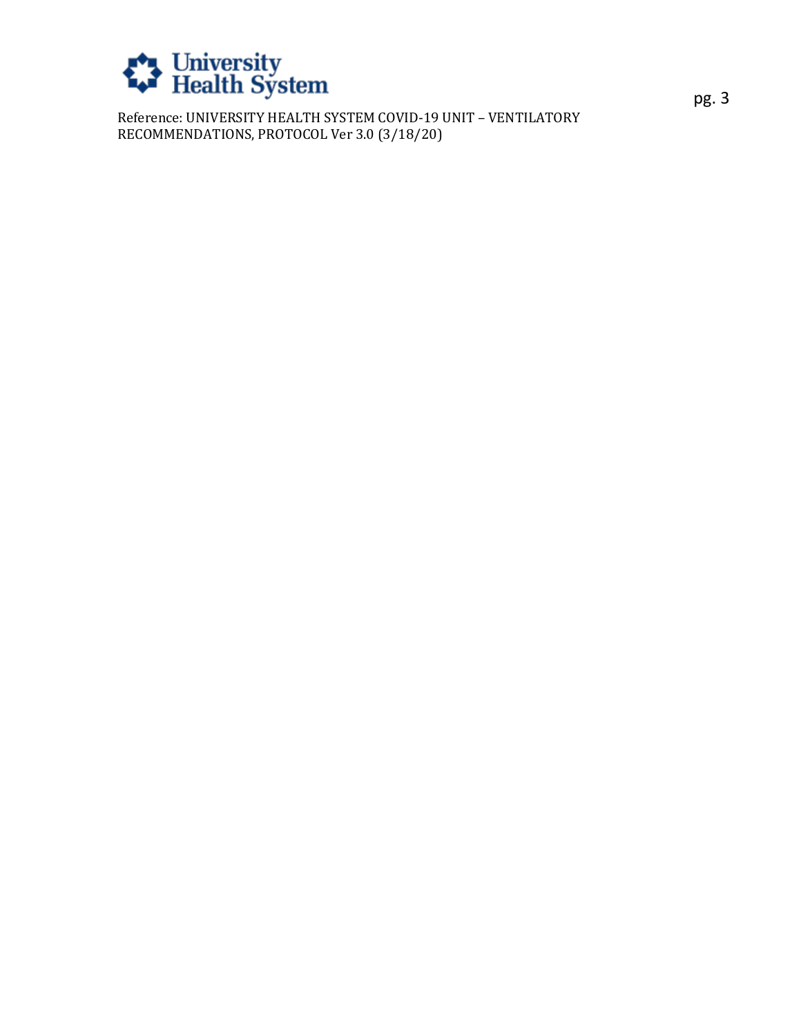Reference: UNIVERSITY HEALTH SYSTEM COVID-19 UNIT – VENTILATORY RECOMMENDATIONS, PROTOCOL Ver 3.0 (3/18/20)